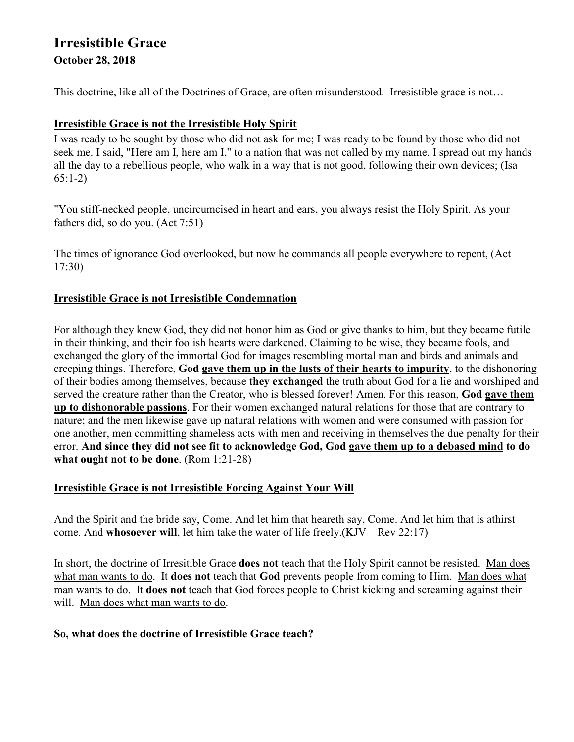# Irresistible Grace

**October 28, 2018**

This doctrine, like all of the Doctrines of Grace, are often misunderstood. Irresistible grace is not…

## <u>Irresistible Grace is not the Irresistible Holy Spirit</u>

I was ready to be sought by those who did not ask for me; I was ready to be found by those who did not seek me. I said, "Here am I, here am I," to a nation that was not called by my name. I spread out my hands all the day to a rebellious people, who walk in a way that is not good, following their own devices; (Isa 65:1-2)

"You stiff-necked people, uncircumcised in heart and ears, you always resist the Holy Spirit. As your fathers did, so do you. (Act 7:51)

The times of ignorance God overlooked, but now he commands all people everywhere to repent, (Act 17:30)

## <u>Irresistible Grace is not Irresistible Condemnation</u>

For although they knew God, they did not honor him as God or give thanks to him, but they became futile in their thinking, and their foolish hearts were darkened. Claiming to be wise, they became fools, and exchanged the glory of the immortal God for images resembling mortal man and birds and animals and creeping things. Therefore, **God <u>gave them up in the lusts of their hearts to impurity</u>**, to the dishonoring of their bodies among themselves, because **they exchanged** the truth about God for a lie and worshiped and served the creature rather than the Creator, who is blessed forever! Amen. For this reason, **God <u>gave them up to dishonorable passions</u>**. For their women exchanged natural relations for those that are contrary to nature; and the men likewise gave up natural relations with women and were consumed with passion for one another, men committing shameless acts with men and receiving in themselves the due penalty for their error. **And since they did not see fit to acknowledge God, God <u>gave them up to a debased mind</u> to do what ought not to be done**. (Rom 1:21-28)

## <u>Irresistible Grace is not Irresistible Forcing Against Your Will</u>

And the Spirit and the bride say, Come. And let him that heareth say, Come. And let him that is athirst come. And **whosoever will**, let him take the water of life freely.(KJV – Rev 22:17)

In short, the doctrine of Irresitible Grace **does not** teach that the Holy Spirit cannot be resisted. <u>Man does what man wants to do</u>. It **does not** teach that **God** prevents people from coming to Him. <u>Man does what man wants to do</u>. It **does not** teach that God forces people to Christ kicking and screaming against their will. <u>Man does what man wants to do</u>.

**So, what does the doctrine of Irresistible Grace teach?**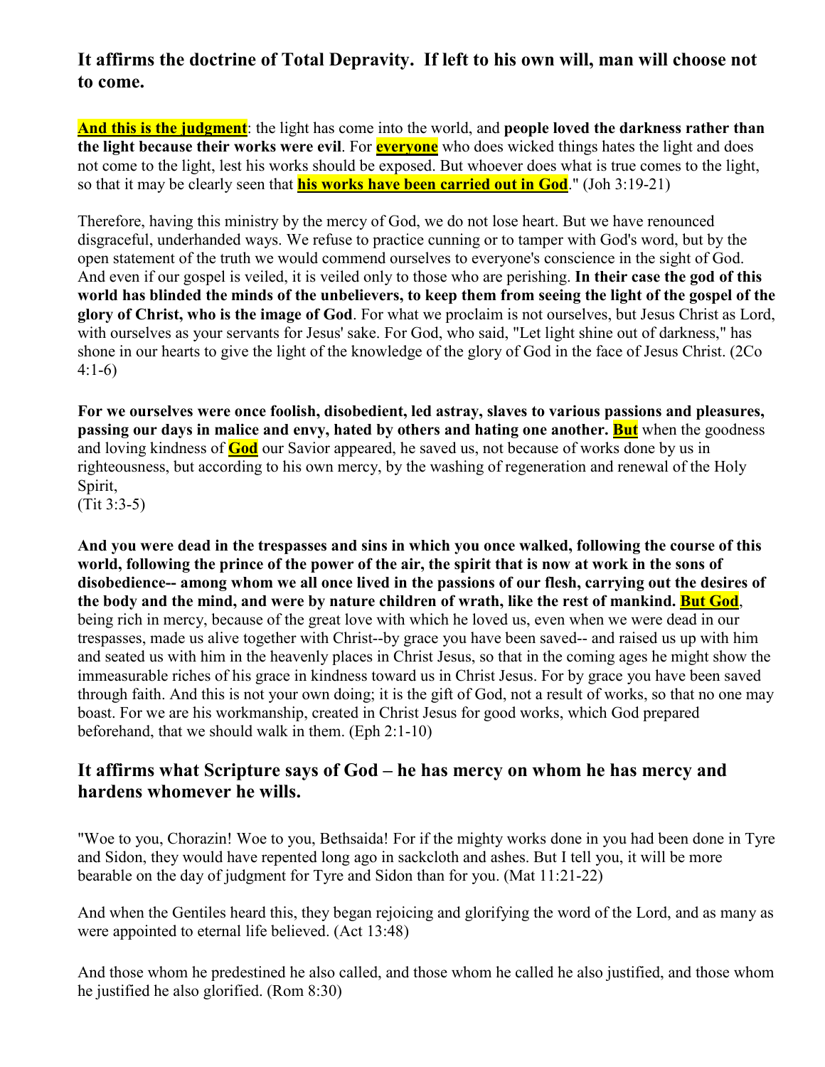## It affirms the doctrine of Total Depravity. If left to his own will, man will choose not to come.

**And this is the judgment**: the light has come into the world, and **people loved the darkness rather than the light because their works were evil**. For **everyone** who does wicked things hates the light and does not come to the light, lest his works should be exposed. But whoever does what is true comes to the light, so that it may be clearly seen that **his works have been carried out in God**." (Joh 3:19-21)

Therefore, having this ministry by the mercy of God, we do not lose heart. But we have renounced disgraceful, underhanded ways. We refuse to practice cunning or to tamper with God's word, but by the open statement of the truth we would commend ourselves to everyone's conscience in the sight of God. And even if our gospel is veiled, it is veiled only to those who are perishing. **In their case the god of this world has blinded the minds of the unbelievers, to keep them from seeing the light of the gospel of the glory of Christ, who is the image of God**. For what we proclaim is not ourselves, but Jesus Christ as Lord, with ourselves as your servants for Jesus' sake. For God, who said, "Let light shine out of darkness," has shone in our hearts to give the light of the knowledge of the glory of God in the face of Jesus Christ. (2Co 4:1-6)

**For we ourselves were once foolish, disobedient, led astray, slaves to various passions and pleasures, passing our days in malice and envy, hated by others and hating one another. But** when the goodness and loving kindness of **God** our Savior appeared, he saved us, not because of works done by us in righteousness, but according to his own mercy, by the washing of regeneration and renewal of the Holy Spirit,
(Tit 3:3-5)

**And you were dead in the trespasses and sins in which you once walked, following the course of this world, following the prince of the power of the air, the spirit that is now at work in the sons of disobedience-- among whom we all once lived in the passions of our flesh, carrying out the desires of the body and the mind, and were by nature children of wrath, like the rest of mankind. But God**, being rich in mercy, because of the great love with which he loved us, even when we were dead in our trespasses, made us alive together with Christ--by grace you have been saved-- and raised us up with him and seated us with him in the heavenly places in Christ Jesus, so that in the coming ages he might show the immeasurable riches of his grace in kindness toward us in Christ Jesus. For by grace you have been saved through faith. And this is not your own doing; it is the gift of God, not a result of works, so that no one may boast. For we are his workmanship, created in Christ Jesus for good works, which God prepared beforehand, that we should walk in them. (Eph 2:1-10)

## It affirms what Scripture says of God – he has mercy on whom he has mercy and hardens whomever he wills.

"Woe to you, Chorazin! Woe to you, Bethsaida! For if the mighty works done in you had been done in Tyre and Sidon, they would have repented long ago in sackcloth and ashes. But I tell you, it will be more bearable on the day of judgment for Tyre and Sidon than for you. (Mat 11:21-22)

And when the Gentiles heard this, they began rejoicing and glorifying the word of the Lord, and as many as were appointed to eternal life believed. (Act 13:48)

And those whom he predestined he also called, and those whom he called he also justified, and those whom he justified he also glorified. (Rom 8:30)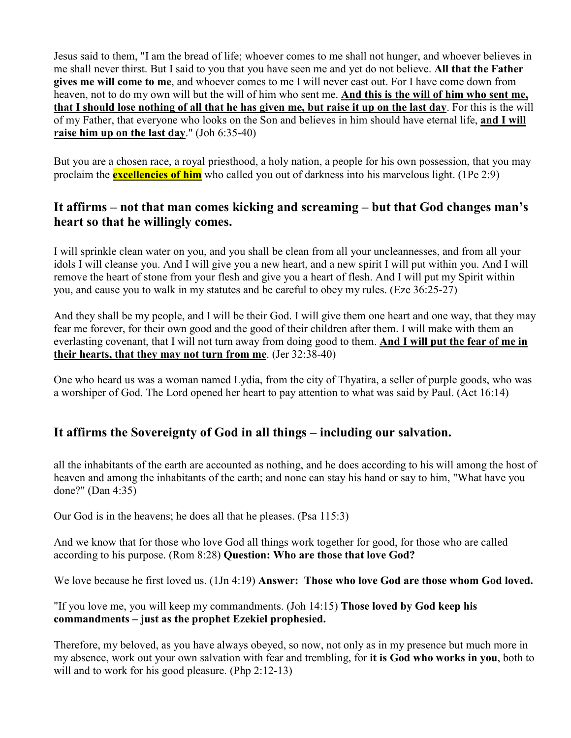Jesus said to them, "I am the bread of life; whoever comes to me shall not hunger, and whoever believes in me shall never thirst. But I said to you that you have seen me and yet do not believe. **All that the Father gives me will come to me**, and whoever comes to me I will never cast out. For I have come down from heaven, not to do my own will but the will of him who sent me. **And this is the will of him who sent me, that I should lose nothing of all that he has given me, but raise it up on the last day**. For this is the will of my Father, that everyone who looks on the Son and believes in him should have eternal life, **and I will raise him up on the last day**." (Joh 6:35-40)

But you are a chosen race, a royal priesthood, a holy nation, a people for his own possession, that you may proclaim the **excellencies of him** who called you out of darkness into his marvelous light. (1Pe 2:9)

## It affirms – not that man comes kicking and screaming – but that God changes man's heart so that he willingly comes.

I will sprinkle clean water on you, and you shall be clean from all your uncleannesses, and from all your idols I will cleanse you. And I will give you a new heart, and a new spirit I will put within you. And I will remove the heart of stone from your flesh and give you a heart of flesh. And I will put my Spirit within you, and cause you to walk in my statutes and be careful to obey my rules. (Eze 36:25-27)

And they shall be my people, and I will be their God. I will give them one heart and one way, that they may fear me forever, for their own good and the good of their children after them. I will make with them an everlasting covenant, that I will not turn away from doing good to them. **And I will put the fear of me in their hearts, that they may not turn from me**. (Jer 32:38-40)

One who heard us was a woman named Lydia, from the city of Thyatira, a seller of purple goods, who was a worshiper of God. The Lord opened her heart to pay attention to what was said by Paul. (Act 16:14)

## It affirms the Sovereignty of God in all things – including our salvation.

all the inhabitants of the earth are accounted as nothing, and he does according to his will among the host of heaven and among the inhabitants of the earth; and none can stay his hand or say to him, "What have you done?" (Dan 4:35)

Our God is in the heavens; he does all that he pleases. (Psa 115:3)

And we know that for those who love God all things work together for good, for those who are called according to his purpose. (Rom 8:28) **Question: Who are those that love God?**

We love because he first loved us. (1Jn 4:19) **Answer: Those who love God are those whom God loved.**

"If you love me, you will keep my commandments. (Joh 14:15) **Those loved by God keep his commandments – just as the prophet Ezekiel prophesied.**

Therefore, my beloved, as you have always obeyed, so now, not only as in my presence but much more in my absence, work out your own salvation with fear and trembling, for **it is God who works in you**, both to will and to work for his good pleasure. (Php 2:12-13)